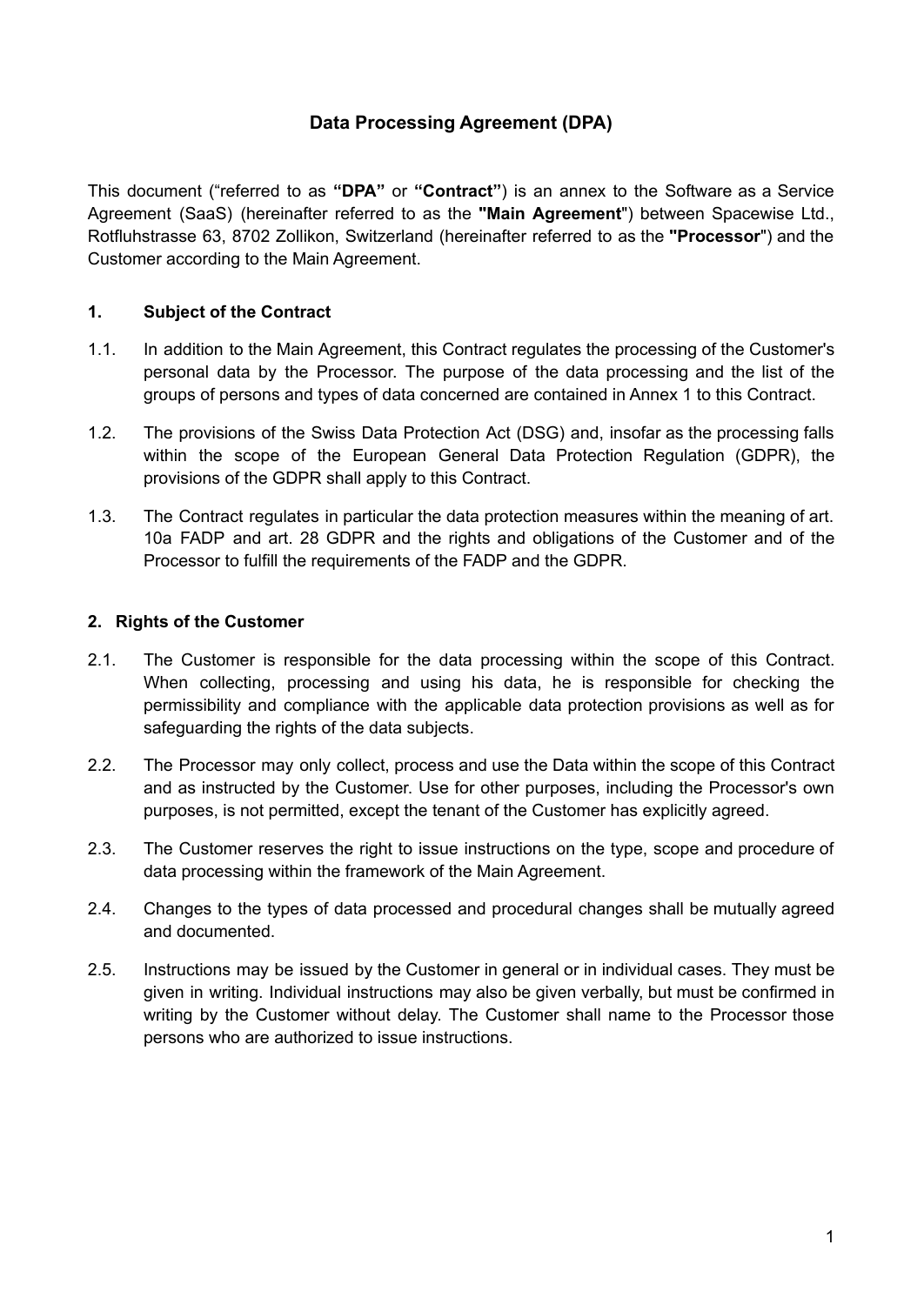# Data Processing Agreement (DPA)

This document ("referred to as **"DPA"** or **"Contract"**) is an annex to the Software as a Service Agreement (SaaS) (hereinafter referred to as the **"Main Agreement"**) between Spacewise Ltd., Rotfluhstrasse 63, 8702 Zollikon, Switzerland (hereinafter referred to as the **"Processor"**) and the Customer according to the Main Agreement.

## 1. Subject of the Contract

1.1. In addition to the Main Agreement, this Contract regulates the processing of the Customer's personal data by the Processor. The purpose of the data processing and the list of the groups of persons and types of data concerned are contained in Annex 1 to this Contract.

1.2. The provisions of the Swiss Data Protection Act (DSG) and, insofar as the processing falls within the scope of the European General Data Protection Regulation (GDPR), the provisions of the GDPR shall apply to this Contract.

1.3. The Contract regulates in particular the data protection measures within the meaning of art. 10a FADP and art. 28 GDPR and the rights and obligations of the Customer and of the Processor to fulfill the requirements of the FADP and the GDPR.

## 2. Rights of the Customer

2.1. The Customer is responsible for the data processing within the scope of this Contract. When collecting, processing and using his data, he is responsible for checking the permissibility and compliance with the applicable data protection provisions as well as for safeguarding the rights of the data subjects.

2.2. The Processor may only collect, process and use the Data within the scope of this Contract and as instructed by the Customer. Use for other purposes, including the Processor's own purposes, is not permitted, except the tenant of the Customer has explicitly agreed.

2.3. The Customer reserves the right to issue instructions on the type, scope and procedure of data processing within the framework of the Main Agreement.

2.4. Changes to the types of data processed and procedural changes shall be mutually agreed and documented.

2.5. Instructions may be issued by the Customer in general or in individual cases. They must be given in writing. Individual instructions may also be given verbally, but must be confirmed in writing by the Customer without delay. The Customer shall name to the Processor those persons who are authorized to issue instructions.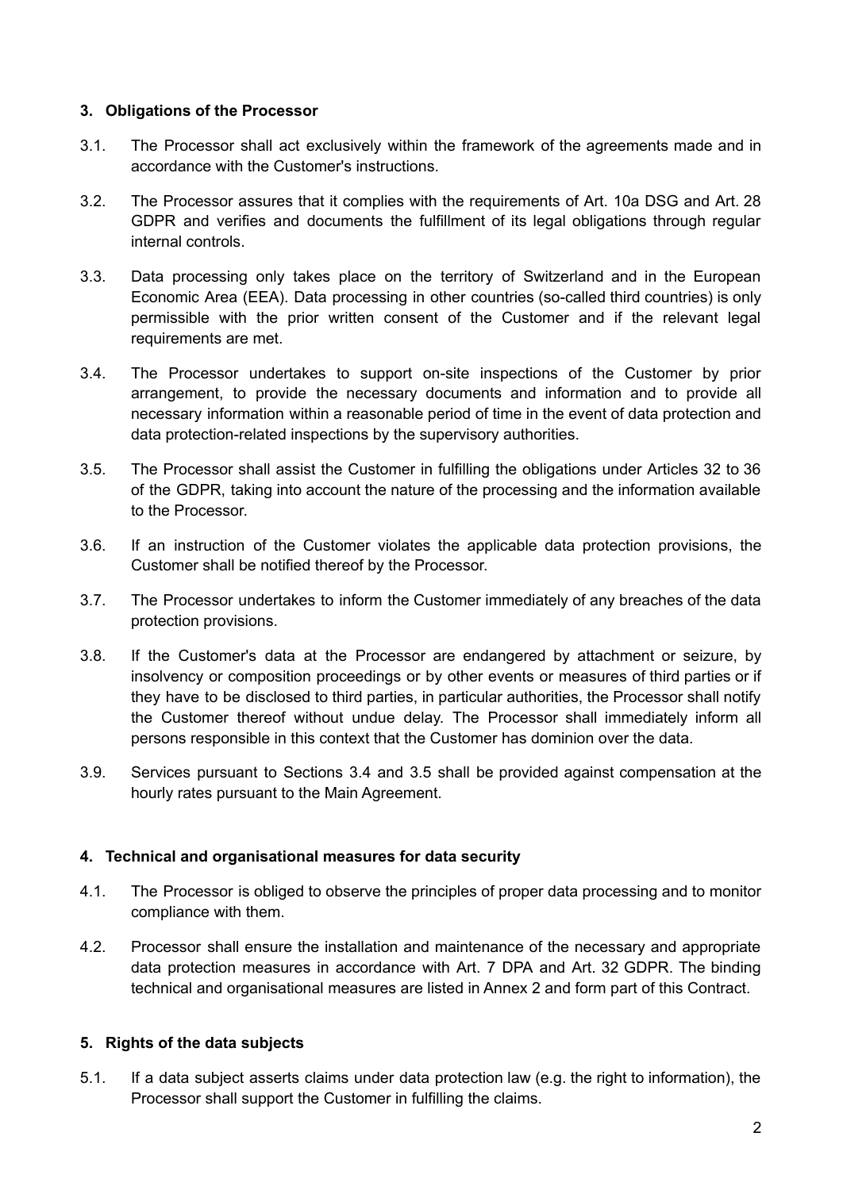## 3. Obligations of the Processor

3.1. The Processor shall act exclusively within the framework of the agreements made and in accordance with the Customer's instructions.

3.2. The Processor assures that it complies with the requirements of Art. 10a DSG and Art. 28 GDPR and verifies and documents the fulfillment of its legal obligations through regular internal controls.

3.3. Data processing only takes place on the territory of Switzerland and in the European Economic Area (EEA). Data processing in other countries (so-called third countries) is only permissible with the prior written consent of the Customer and if the relevant legal requirements are met.

3.4. The Processor undertakes to support on-site inspections of the Customer by prior arrangement, to provide the necessary documents and information and to provide all necessary information within a reasonable period of time in the event of data protection and data protection-related inspections by the supervisory authorities.

3.5. The Processor shall assist the Customer in fulfilling the obligations under Articles 32 to 36 of the GDPR, taking into account the nature of the processing and the information available to the Processor.

3.6. If an instruction of the Customer violates the applicable data protection provisions, the Customer shall be notified thereof by the Processor.

3.7. The Processor undertakes to inform the Customer immediately of any breaches of the data protection provisions.

3.8. If the Customer's data at the Processor are endangered by attachment or seizure, by insolvency or composition proceedings or by other events or measures of third parties or if they have to be disclosed to third parties, in particular authorities, the Processor shall notify the Customer thereof without undue delay. The Processor shall immediately inform all persons responsible in this context that the Customer has dominion over the data.

3.9. Services pursuant to Sections 3.4 and 3.5 shall be provided against compensation at the hourly rates pursuant to the Main Agreement.

## 4. Technical and organisational measures for data security

4.1. The Processor is obliged to observe the principles of proper data processing and to monitor compliance with them.

4.2. Processor shall ensure the installation and maintenance of the necessary and appropriate data protection measures in accordance with Art. 7 DPA and Art. 32 GDPR. The binding technical and organisational measures are listed in Annex 2 and form part of this Contract.

## 5. Rights of the data subjects

5.1. If a data subject asserts claims under data protection law (e.g. the right to information), the Processor shall support the Customer in fulfilling the claims.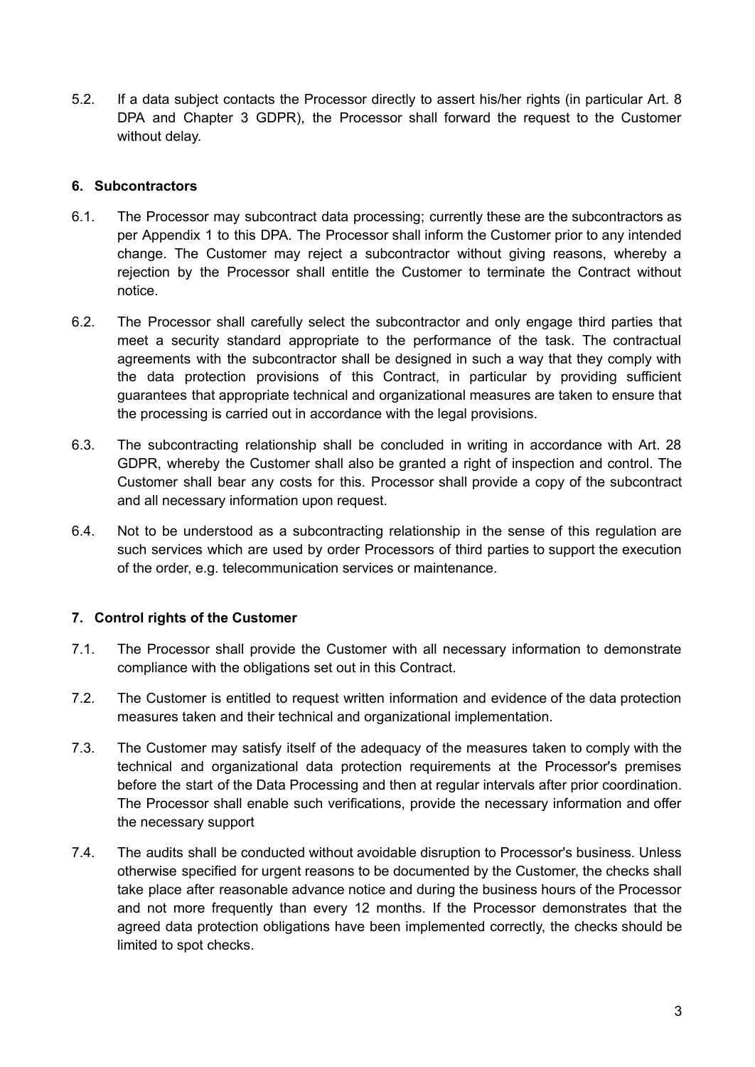5.2. If a data subject contacts the Processor directly to assert his/her rights (in particular Art. 8 DPA and Chapter 3 GDPR), the Processor shall forward the request to the Customer without delay.

## 6. Subcontractors

6.1. The Processor may subcontract data processing; currently these are the subcontractors as per Appendix 1 to this DPA. The Processor shall inform the Customer prior to any intended change. The Customer may reject a subcontractor without giving reasons, whereby a rejection by the Processor shall entitle the Customer to terminate the Contract without notice.

6.2. The Processor shall carefully select the subcontractor and only engage third parties that meet a security standard appropriate to the performance of the task. The contractual agreements with the subcontractor shall be designed in such a way that they comply with the data protection provisions of this Contract, in particular by providing sufficient guarantees that appropriate technical and organizational measures are taken to ensure that the processing is carried out in accordance with the legal provisions.

6.3. The subcontracting relationship shall be concluded in writing in accordance with Art. 28 GDPR, whereby the Customer shall also be granted a right of inspection and control. The Customer shall bear any costs for this. Processor shall provide a copy of the subcontract and all necessary information upon request.

6.4. Not to be understood as a subcontracting relationship in the sense of this regulation are such services which are used by order Processors of third parties to support the execution of the order, e.g. telecommunication services or maintenance.

## 7. Control rights of the Customer

7.1. The Processor shall provide the Customer with all necessary information to demonstrate compliance with the obligations set out in this Contract.

7.2. The Customer is entitled to request written information and evidence of the data protection measures taken and their technical and organizational implementation.

7.3. The Customer may satisfy itself of the adequacy of the measures taken to comply with the technical and organizational data protection requirements at the Processor's premises before the start of the Data Processing and then at regular intervals after prior coordination. The Processor shall enable such verifications, provide the necessary information and offer the necessary support

7.4. The audits shall be conducted without avoidable disruption to Processor's business. Unless otherwise specified for urgent reasons to be documented by the Customer, the checks shall take place after reasonable advance notice and during the business hours of the Processor and not more frequently than every 12 months. If the Processor demonstrates that the agreed data protection obligations have been implemented correctly, the checks should be limited to spot checks.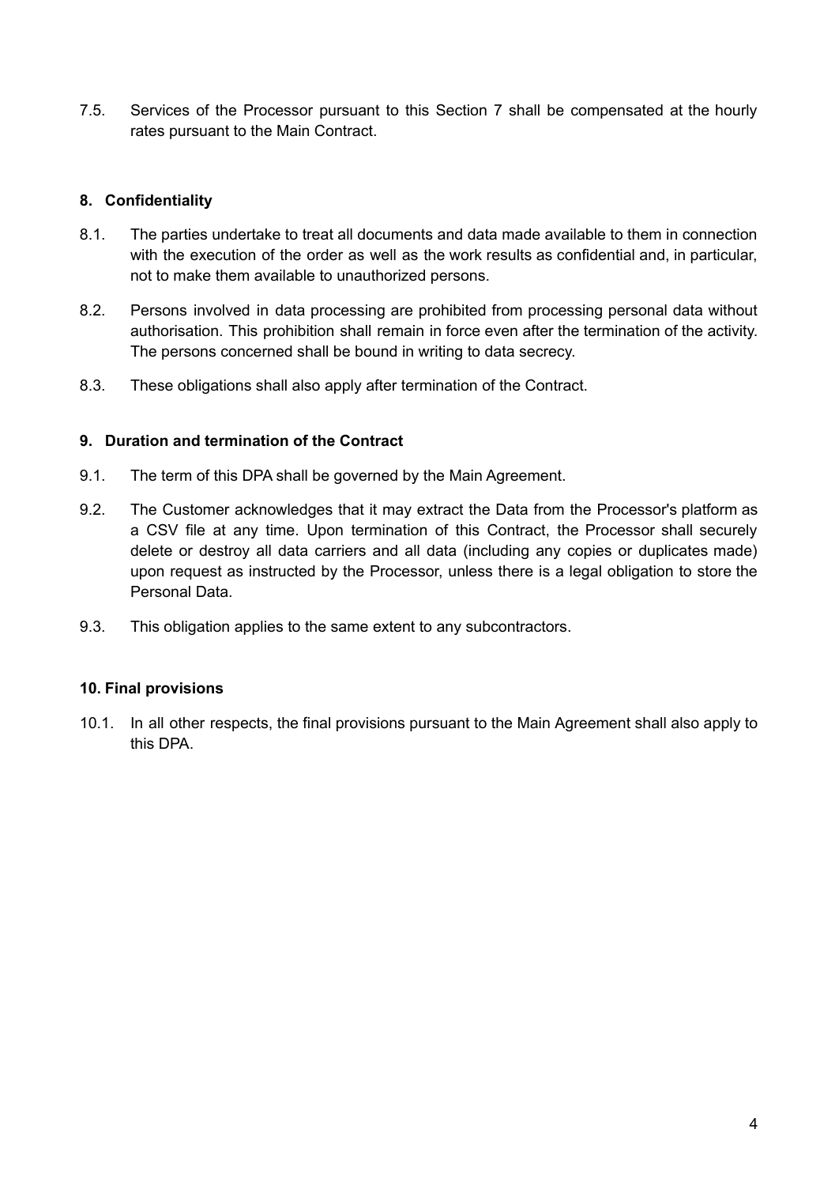7.5. Services of the Processor pursuant to this Section 7 shall be compensated at the hourly rates pursuant to the Main Contract.

## 8. Confidentiality

8.1. The parties undertake to treat all documents and data made available to them in connection with the execution of the order as well as the work results as confidential and, in particular, not to make them available to unauthorized persons.

8.2. Persons involved in data processing are prohibited from processing personal data without authorisation. This prohibition shall remain in force even after the termination of the activity. The persons concerned shall be bound in writing to data secrecy.

8.3. These obligations shall also apply after termination of the Contract.

## 9. Duration and termination of the Contract

9.1. The term of this DPA shall be governed by the Main Agreement.

9.2. The Customer acknowledges that it may extract the Data from the Processor's platform as a CSV file at any time. Upon termination of this Contract, the Processor shall securely delete or destroy all data carriers and all data (including any copies or duplicates made) upon request as instructed by the Processor, unless there is a legal obligation to store the Personal Data.

9.3. This obligation applies to the same extent to any subcontractors.

## 10. Final provisions

10.1. In all other respects, the final provisions pursuant to the Main Agreement shall also apply to this DPA.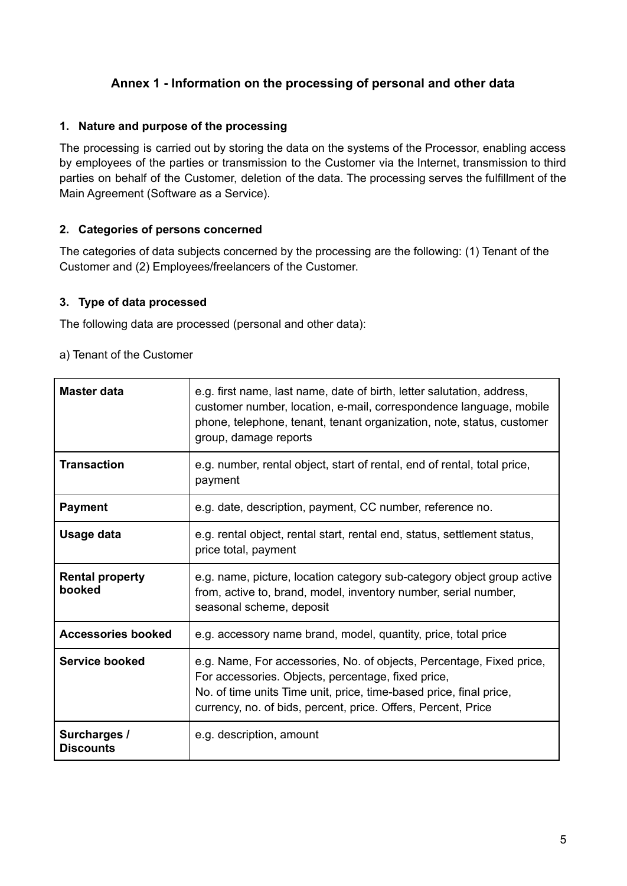## Annex 1 - Information on the processing of personal and other data

### 1. Nature and purpose of the processing

The processing is carried out by storing the data on the systems of the Processor, enabling access by employees of the parties or transmission to the Customer via the Internet, transmission to third parties on behalf of the Customer, deletion of the data. The processing serves the fulfillment of the Main Agreement (Software as a Service).

### 2. Categories of persons concerned

The categories of data subjects concerned by the processing are the following: (1) Tenant of the Customer and (2) Employees/freelancers of the Customer.

### 3. Type of data processed

The following data are processed (personal and other data):

a) Tenant of the Customer

| | |
|---|---|
| **Master data** | e.g. first name, last name, date of birth, letter salutation, address, customer number, location, e-mail, correspondence language, mobile phone, telephone, tenant, tenant organization, note, status, customer group, damage reports |
| **Transaction** | e.g. number, rental object, start of rental, end of rental, total price, payment |
| **Payment** | e.g. date, description, payment, CC number, reference no. |
| **Usage data** | e.g. rental object, rental start, rental end, status, settlement status, price total, payment |
| **Rental property booked** | e.g. name, picture, location category sub-category object group active from, active to, brand, model, inventory number, serial number, seasonal scheme, deposit |
| **Accessories booked** | e.g. accessory name brand, model, quantity, price, total price |
| **Service booked** | e.g. Name, For accessories, No. of objects, Percentage, Fixed price, For accessories. Objects, percentage, fixed price, No. of time units Time unit, price, time-based price, final price, currency, no. of bids, percent, price. Offers, Percent, Price |
| **Surcharges / Discounts** | e.g. description, amount |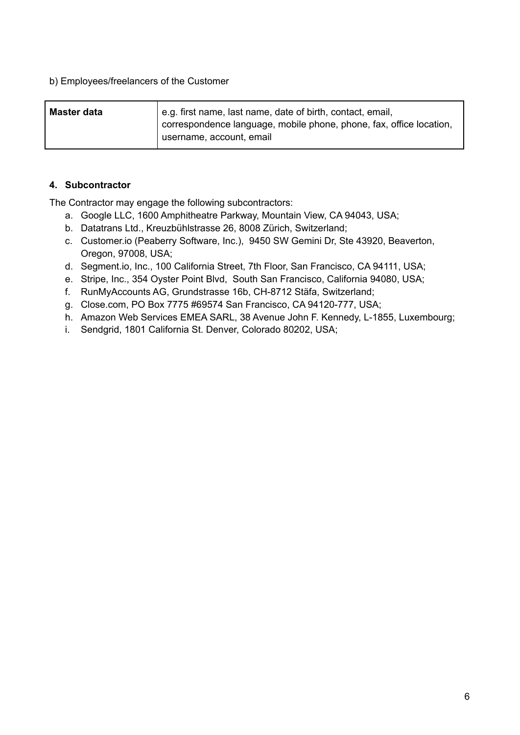b) Employees/freelancers of the Customer

| **Master data** | e.g. first name, last name, date of birth, contact, email, correspondence language, mobile phone, phone, fax, office location, username, account, email |
|---|---|

### 4. Subcontractor

The Contractor may engage the following subcontractors:

a. Google LLC, 1600 Amphitheatre Parkway, Mountain View, CA 94043, USA;
b. Datatrans Ltd., Kreuzbühlstrasse 26, 8008 Zürich, Switzerland;
c. Customer.io (Peaberry Software, Inc.), 9450 SW Gemini Dr, Ste 43920, Beaverton, Oregon, 97008, USA;
d. Segment.io, Inc., 100 California Street, 7th Floor, San Francisco, CA 94111, USA;
e. Stripe, Inc., 354 Oyster Point Blvd, South San Francisco, California 94080, USA;
f. RunMyAccounts AG, Grundstrasse 16b, CH-8712 Stäfa, Switzerland;
g. Close.com, PO Box 7775 #69574 San Francisco, CA 94120-777, USA;
h. Amazon Web Services EMEA SARL, 38 Avenue John F. Kennedy, L-1855, Luxembourg;
i. Sendgrid, 1801 California St. Denver, Colorado 80202, USA;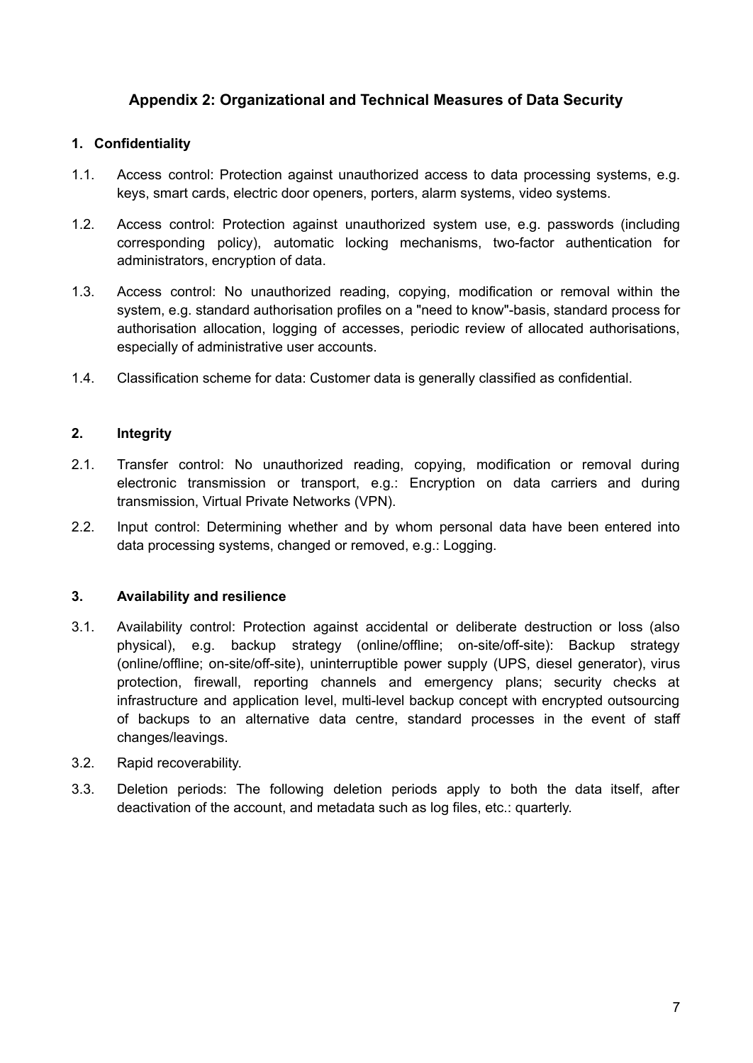## Appendix 2: Organizational and Technical Measures of Data Security

### 1. Confidentiality

1.1. Access control: Protection against unauthorized access to data processing systems, e.g. keys, smart cards, electric door openers, porters, alarm systems, video systems.

1.2. Access control: Protection against unauthorized system use, e.g. passwords (including corresponding policy), automatic locking mechanisms, two-factor authentication for administrators, encryption of data.

1.3. Access control: No unauthorized reading, copying, modification or removal within the system, e.g. standard authorisation profiles on a "need to know"-basis, standard process for authorisation allocation, logging of accesses, periodic review of allocated authorisations, especially of administrative user accounts.

1.4. Classification scheme for data: Customer data is generally classified as confidential.

### 2. Integrity

2.1. Transfer control: No unauthorized reading, copying, modification or removal during electronic transmission or transport, e.g.: Encryption on data carriers and during transmission, Virtual Private Networks (VPN).

2.2. Input control: Determining whether and by whom personal data have been entered into data processing systems, changed or removed, e.g.: Logging.

### 3. Availability and resilience

3.1. Availability control: Protection against accidental or deliberate destruction or loss (also physical), e.g. backup strategy (online/offline; on-site/off-site): Backup strategy (online/offline; on-site/off-site), uninterruptible power supply (UPS, diesel generator), virus protection, firewall, reporting channels and emergency plans; security checks at infrastructure and application level, multi-level backup concept with encrypted outsourcing of backups to an alternative data centre, standard processes in the event of staff changes/leavings.

3.2. Rapid recoverability.

3.3. Deletion periods: The following deletion periods apply to both the data itself, after deactivation of the account, and metadata such as log files, etc.: quarterly.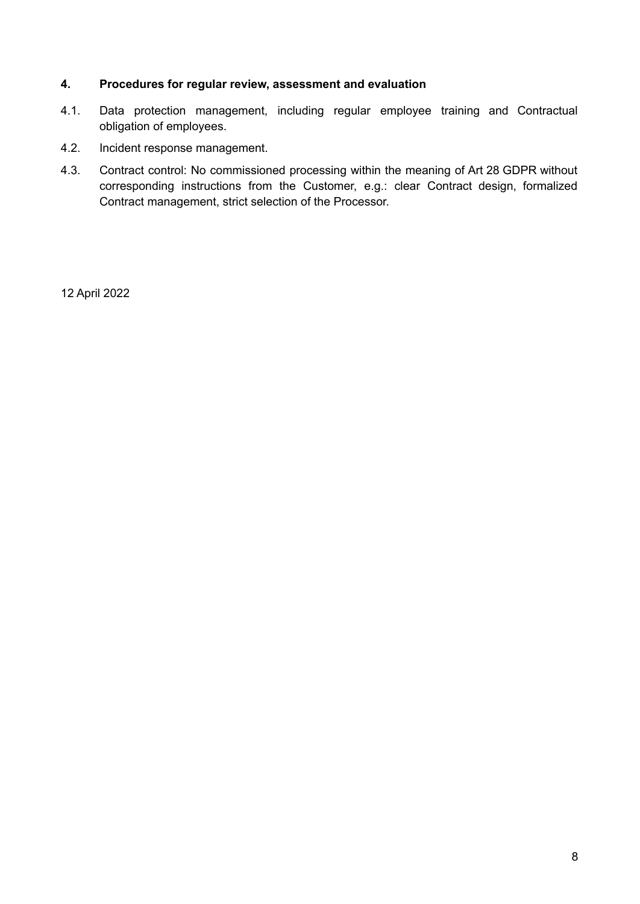## 4. Procedures for regular review, assessment and evaluation

4.1. Data protection management, including regular employee training and Contractual obligation of employees.

4.2. Incident response management.

4.3. Contract control: No commissioned processing within the meaning of Art 28 GDPR without corresponding instructions from the Customer, e.g.: clear Contract design, formalized Contract management, strict selection of the Processor.

12 April 2022